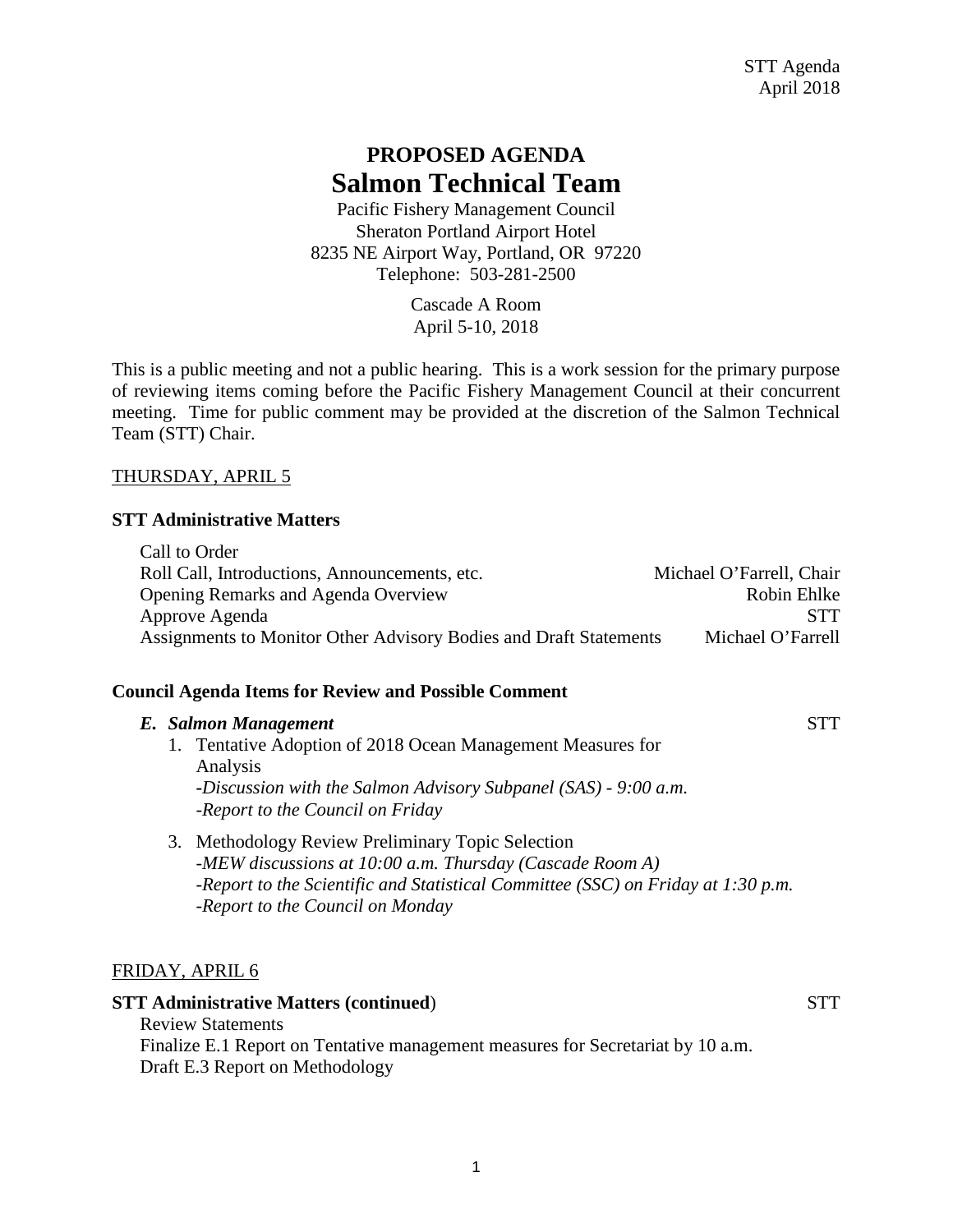STT Agenda
April 2018

# PROPOSED AGENDA
# Salmon Technical Team

Pacific Fishery Management Council
Sheraton Portland Airport Hotel
8235 NE Airport Way, Portland, OR 97220
Telephone: 503-281-2500

Cascade A Room
April 5-10, 2018

This is a public meeting and not a public hearing. This is a work session for the primary purpose of reviewing items coming before the Pacific Fishery Management Council at their concurrent meeting. Time for public comment may be provided at the discretion of the Salmon Technical Team (STT) Chair.

## THURSDAY, APRIL 5

### STT Administrative Matters

| | |
|---|---|
| Call to Order | |
| Roll Call, Introductions, Announcements, etc. | Michael O'Farrell, Chair |
| Opening Remarks and Agenda Overview | Robin Ehlke |
| Approve Agenda | STT |
| Assignments to Monitor Other Advisory Bodies and Draft Statements | Michael O'Farrell |

### Council Agenda Items for Review and Possible Comment

***E. Salmon Management*** — STT

1. Tentative Adoption of 2018 Ocean Management Measures for Analysis
   *-Discussion with the Salmon Advisory Subpanel (SAS) - 9:00 a.m.*
   *-Report to the Council on Friday*

3. Methodology Review Preliminary Topic Selection
   *-MEW discussions at 10:00 a.m. Thursday (Cascade Room A)*
   *-Report to the Scientific and Statistical Committee (SSC) on Friday at 1:30 p.m.*
   *-Report to the Council on Monday*

## FRIDAY, APRIL 6

### STT Administrative Matters (continued) — STT

Review Statements
Finalize E.1 Report on Tentative management measures for Secretariat by 10 a.m.
Draft E.3 Report on Methodology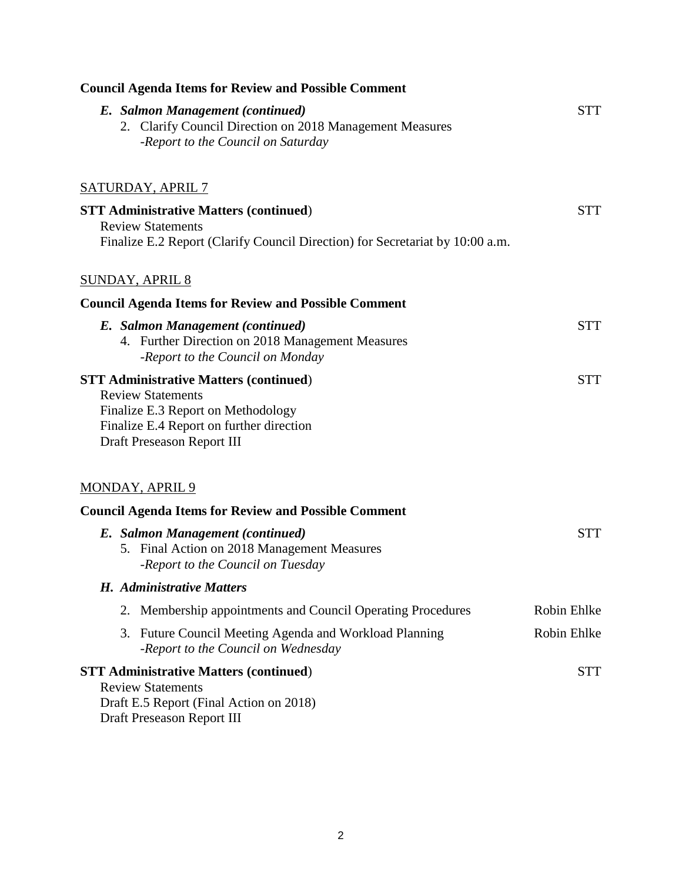**Council Agenda Items for Review and Possible Comment**

*E. Salmon Management (continued)* — STT

2. Clarify Council Direction on 2018 Management Measures
   *-Report to the Council on Saturday*

SATURDAY, APRIL 7

**STT Administrative Matters (continued)** — STT

Review Statements
Finalize E.2 Report (Clarify Council Direction) for Secretariat by 10:00 a.m.

SUNDAY, APRIL 8

**Council Agenda Items for Review and Possible Comment**

*E. Salmon Management (continued)* — STT

4. Further Direction on 2018 Management Measures
   *-Report to the Council on Monday*

**STT Administrative Matters (continued)** — STT

Review Statements
Finalize E.3 Report on Methodology
Finalize E.4 Report on further direction
Draft Preseason Report III

MONDAY, APRIL 9

**Council Agenda Items for Review and Possible Comment**

*E. Salmon Management (continued)* — STT

5. Final Action on 2018 Management Measures
   *-Report to the Council on Tuesday*

*H. Administrative Matters*

2. Membership appointments and Council Operating Procedures — Robin Ehlke
3. Future Council Meeting Agenda and Workload Planning — Robin Ehlke
   *-Report to the Council on Wednesday*

**STT Administrative Matters (continued)** — STT

Review Statements
Draft E.5 Report (Final Action on 2018)
Draft Preseason Report III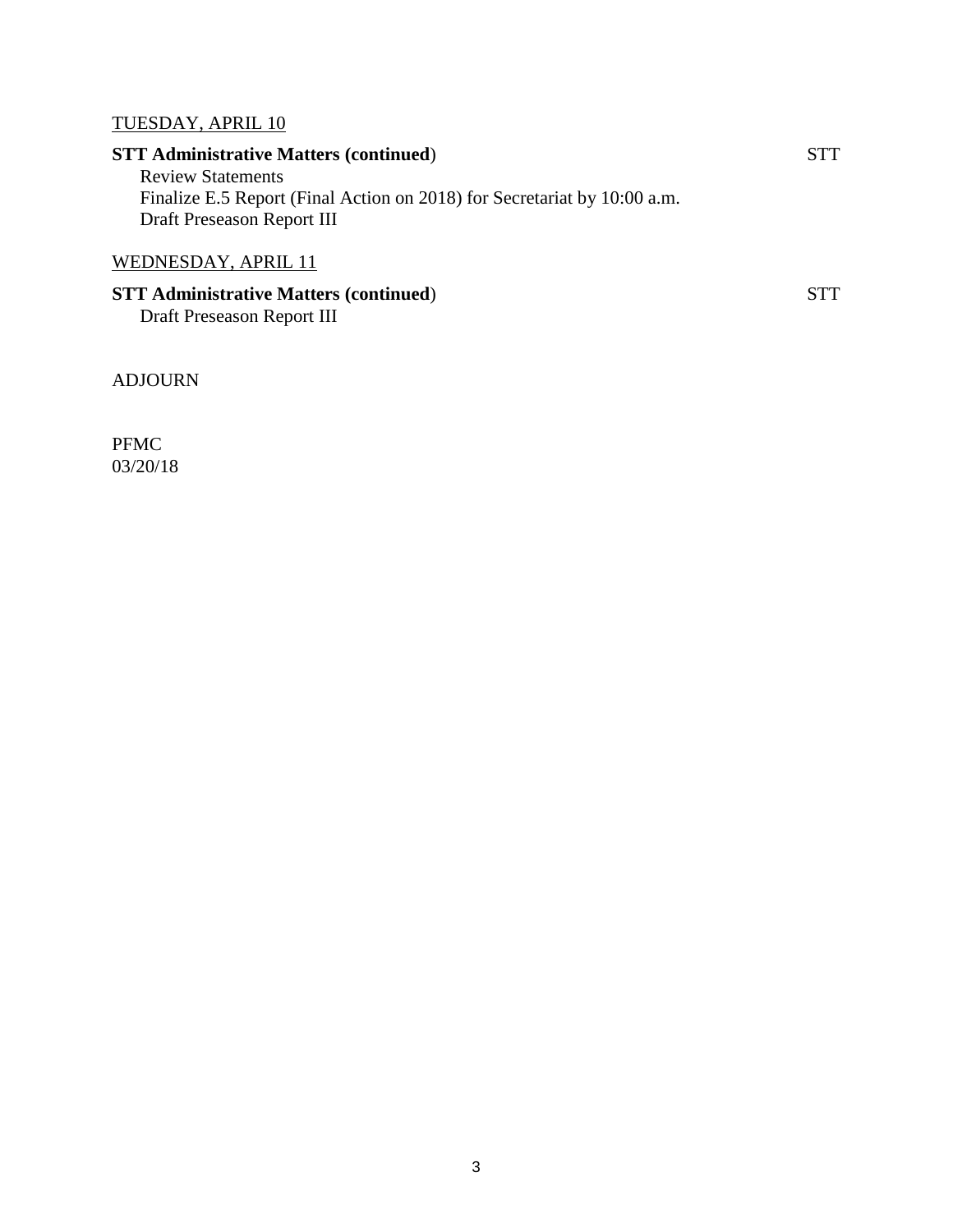<u>TUESDAY, APRIL 10</u>

**STT Administrative Matters (continued**) STT

Review Statements

Finalize E.5 Report (Final Action on 2018) for Secretariat by 10:00 a.m.

Draft Preseason Report III

<u>WEDNESDAY, APRIL 11</u>

**STT Administrative Matters (continued**) STT

Draft Preseason Report III

ADJOURN

PFMC
03/20/18